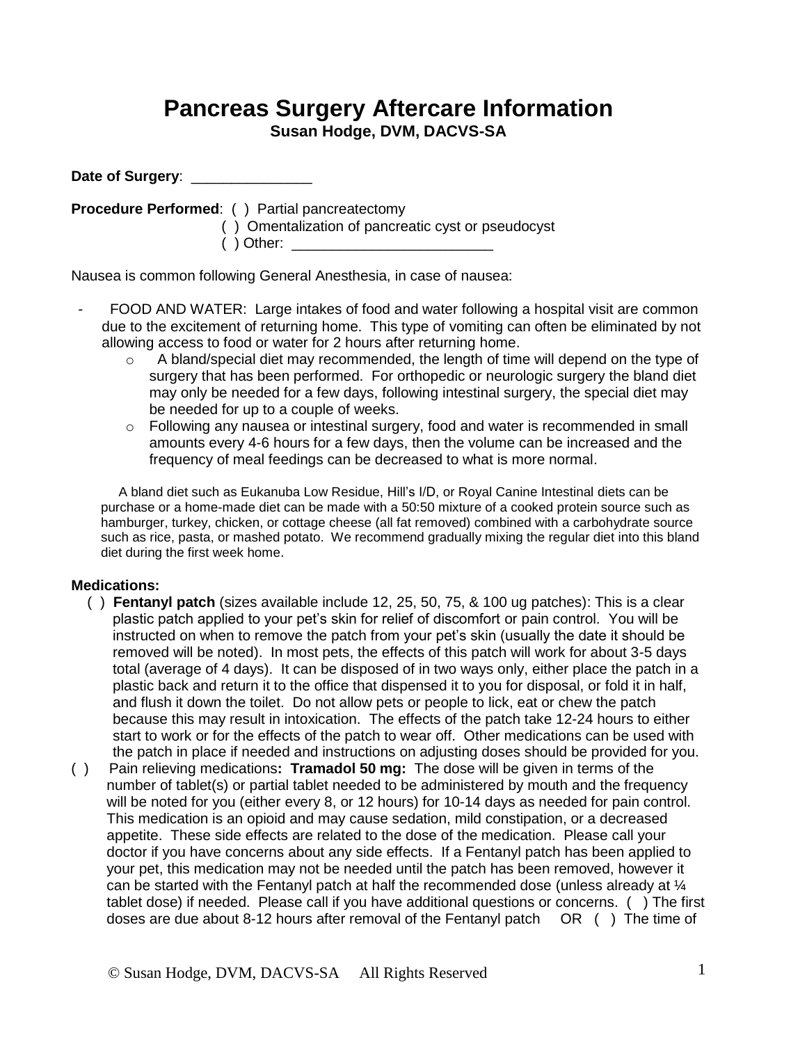# Pancreas Surgery Aftercare Information

**Susan Hodge, DVM, DACVS-SA**

**Date of Surgery**: _______________

**Procedure Performed**: ( ) Partial pancreatectomy
( ) Omentalization of pancreatic cyst or pseudocyst
( ) Other: _________________________

Nausea is common following General Anesthesia, in case of nausea:

- FOOD AND WATER: Large intakes of food and water following a hospital visit are common due to the excitement of returning home. This type of vomiting can often be eliminated by not allowing access to food or water for 2 hours after returning home.
  - A bland/special diet may recommended, the length of time will depend on the type of surgery that has been performed. For orthopedic or neurologic surgery the bland diet may only be needed for a few days, following intestinal surgery, the special diet may be needed for up to a couple of weeks.
  - Following any nausea or intestinal surgery, food and water is recommended in small amounts every 4-6 hours for a few days, then the volume can be increased and the frequency of meal feedings can be decreased to what is more normal.

A bland diet such as Eukanuba Low Residue, Hill's I/D, or Royal Canine Intestinal diets can be purchase or a home-made diet can be made with a 50:50 mixture of a cooked protein source such as hamburger, turkey, chicken, or cottage cheese (all fat removed) combined with a carbohydrate source such as rice, pasta, or mashed potato. We recommend gradually mixing the regular diet into this bland diet during the first week home.

**Medications:**

( ) **Fentanyl patch** (sizes available include 12, 25, 50, 75, & 100 ug patches): This is a clear plastic patch applied to your pet's skin for relief of discomfort or pain control. You will be instructed on when to remove the patch from your pet's skin (usually the date it should be removed will be noted). In most pets, the effects of this patch will work for about 3-5 days total (average of 4 days). It can be disposed of in two ways only, either place the patch in a plastic back and return it to the office that dispensed it to you for disposal, or fold it in half, and flush it down the toilet. Do not allow pets or people to lick, eat or chew the patch because this may result in intoxication. The effects of the patch take 12-24 hours to either start to work or for the effects of the patch to wear off. Other medications can be used with the patch in place if needed and instructions on adjusting doses should be provided for you.

( ) Pain relieving medications**: Tramadol 50 mg:** The dose will be given in terms of the number of tablet(s) or partial tablet needed to be administered by mouth and the frequency will be noted for you (either every 8, or 12 hours) for 10-14 days as needed for pain control. This medication is an opioid and may cause sedation, mild constipation, or a decreased appetite. These side effects are related to the dose of the medication. Please call your doctor if you have concerns about any side effects. If a Fentanyl patch has been applied to your pet, this medication may not be needed until the patch has been removed, however it can be started with the Fentanyl patch at half the recommended dose (unless already at ¼ tablet dose) if needed. Please call if you have additional questions or concerns. ( ) The first doses are due about 8-12 hours after removal of the Fentanyl patch OR ( ) The time of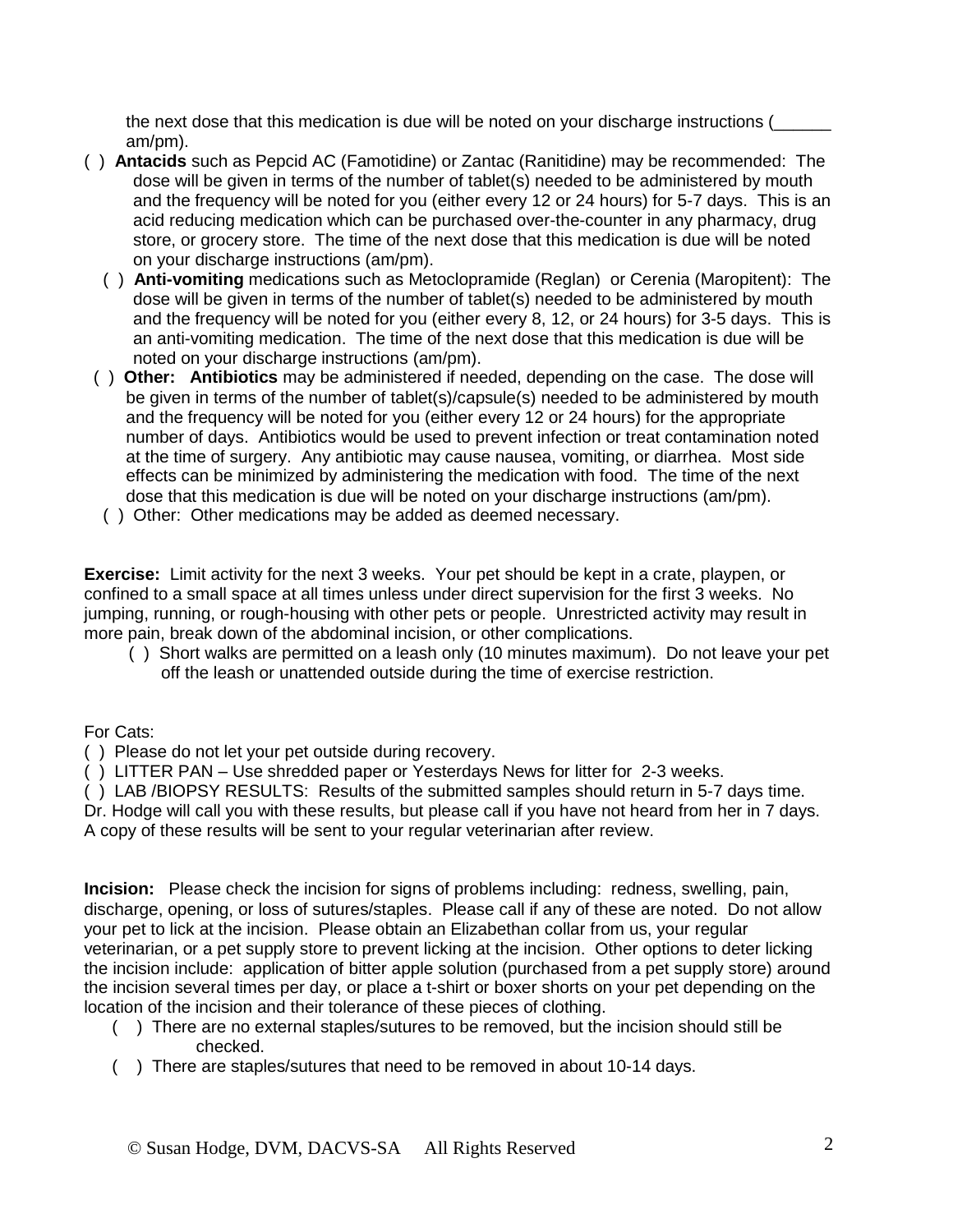the next dose that this medication is due will be noted on your discharge instructions (______ am/pm).

( ) **Antacids** such as Pepcid AC (Famotidine) or Zantac (Ranitidine) may be recommended: The dose will be given in terms of the number of tablet(s) needed to be administered by mouth and the frequency will be noted for you (either every 12 or 24 hours) for 5-7 days. This is an acid reducing medication which can be purchased over-the-counter in any pharmacy, drug store, or grocery store. The time of the next dose that this medication is due will be noted on your discharge instructions (am/pm).

( ) **Anti-vomiting** medications such as Metoclopramide (Reglan) or Cerenia (Maropitent): The dose will be given in terms of the number of tablet(s) needed to be administered by mouth and the frequency will be noted for you (either every 8, 12, or 24 hours) for 3-5 days. This is an anti-vomiting medication. The time of the next dose that this medication is due will be noted on your discharge instructions (am/pm).

( ) **Other: Antibiotics** may be administered if needed, depending on the case. The dose will be given in terms of the number of tablet(s)/capsule(s) needed to be administered by mouth and the frequency will be noted for you (either every 12 or 24 hours) for the appropriate number of days. Antibiotics would be used to prevent infection or treat contamination noted at the time of surgery. Any antibiotic may cause nausea, vomiting, or diarrhea. Most side effects can be minimized by administering the medication with food. The time of the next dose that this medication is due will be noted on your discharge instructions (am/pm).

( ) Other: Other medications may be added as deemed necessary.

**Exercise:** Limit activity for the next 3 weeks. Your pet should be kept in a crate, playpen, or confined to a small space at all times unless under direct supervision for the first 3 weeks. No jumping, running, or rough-housing with other pets or people. Unrestricted activity may result in more pain, break down of the abdominal incision, or other complications.

( ) Short walks are permitted on a leash only (10 minutes maximum). Do not leave your pet off the leash or unattended outside during the time of exercise restriction.

For Cats:

( ) Please do not let your pet outside during recovery.

( ) LITTER PAN – Use shredded paper or Yesterdays News for litter for 2-3 weeks.

( ) LAB /BIOPSY RESULTS: Results of the submitted samples should return in 5-7 days time. Dr. Hodge will call you with these results, but please call if you have not heard from her in 7 days. A copy of these results will be sent to your regular veterinarian after review.

**Incision:** Please check the incision for signs of problems including: redness, swelling, pain, discharge, opening, or loss of sutures/staples. Please call if any of these are noted. Do not allow your pet to lick at the incision. Please obtain an Elizabethan collar from us, your regular veterinarian, or a pet supply store to prevent licking at the incision. Other options to deter licking the incision include: application of bitter apple solution (purchased from a pet supply store) around the incision several times per day, or place a t-shirt or boxer shorts on your pet depending on the location of the incision and their tolerance of these pieces of clothing.

( ) There are no external staples/sutures to be removed, but the incision should still be checked.

( ) There are staples/sutures that need to be removed in about 10-14 days.

© Susan Hodge, DVM, DACVS-SA All Rights Reserved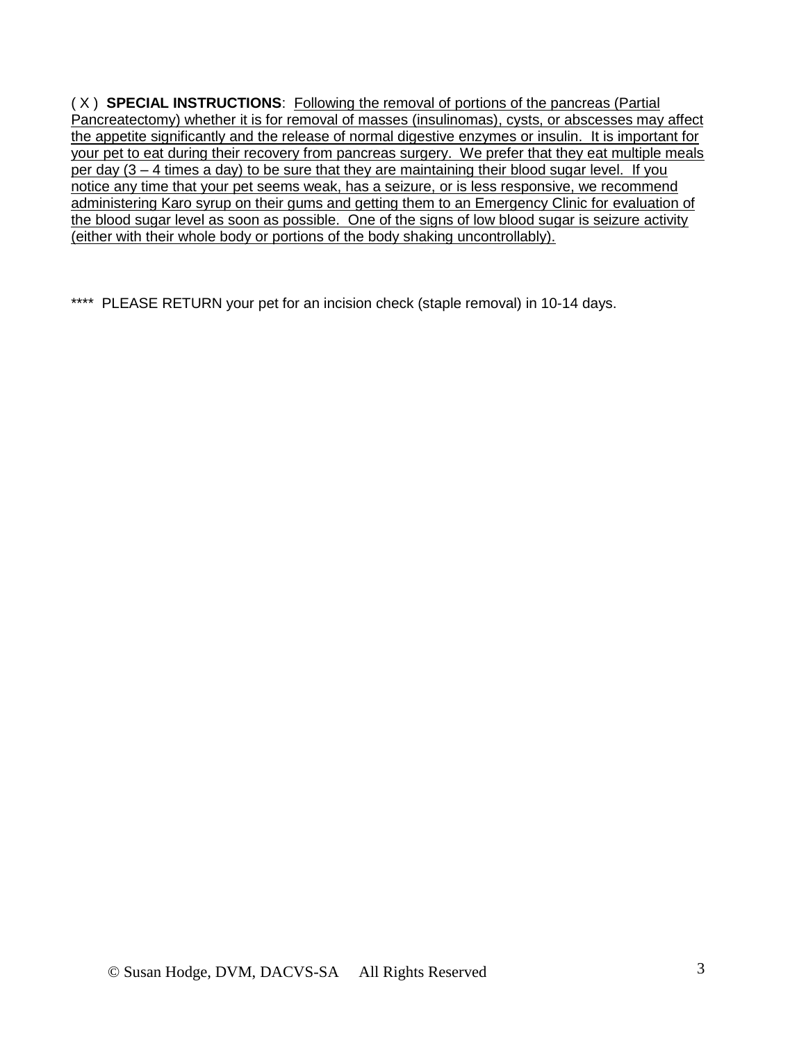( X ) **SPECIAL INSTRUCTIONS**: Following the removal of portions of the pancreas (Partial Pancreatectomy) whether it is for removal of masses (insulinomas), cysts, or abscesses may affect the appetite significantly and the release of normal digestive enzymes or insulin. It is important for your pet to eat during their recovery from pancreas surgery. We prefer that they eat multiple meals per day (3 – 4 times a day) to be sure that they are maintaining their blood sugar level. If you notice any time that your pet seems weak, has a seizure, or is less responsive, we recommend administering Karo syrup on their gums and getting them to an Emergency Clinic for evaluation of the blood sugar level as soon as possible. One of the signs of low blood sugar is seizure activity (either with their whole body or portions of the body shaking uncontrollably).

**** PLEASE RETURN your pet for an incision check (staple removal) in 10-14 days.

© Susan Hodge, DVM, DACVS-SA All Rights Reserved